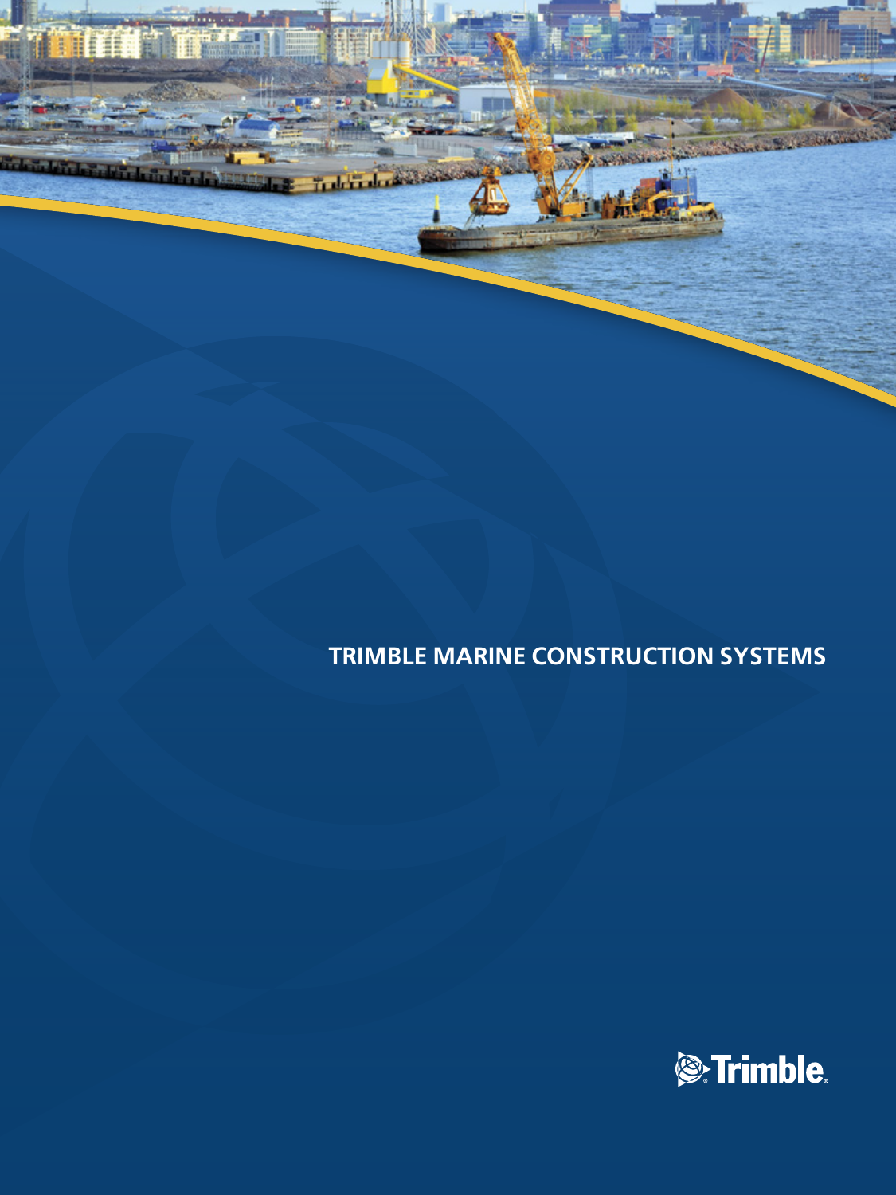# TRIMBLE MARINE CONSTRUCTION SYSTEMS

Trimble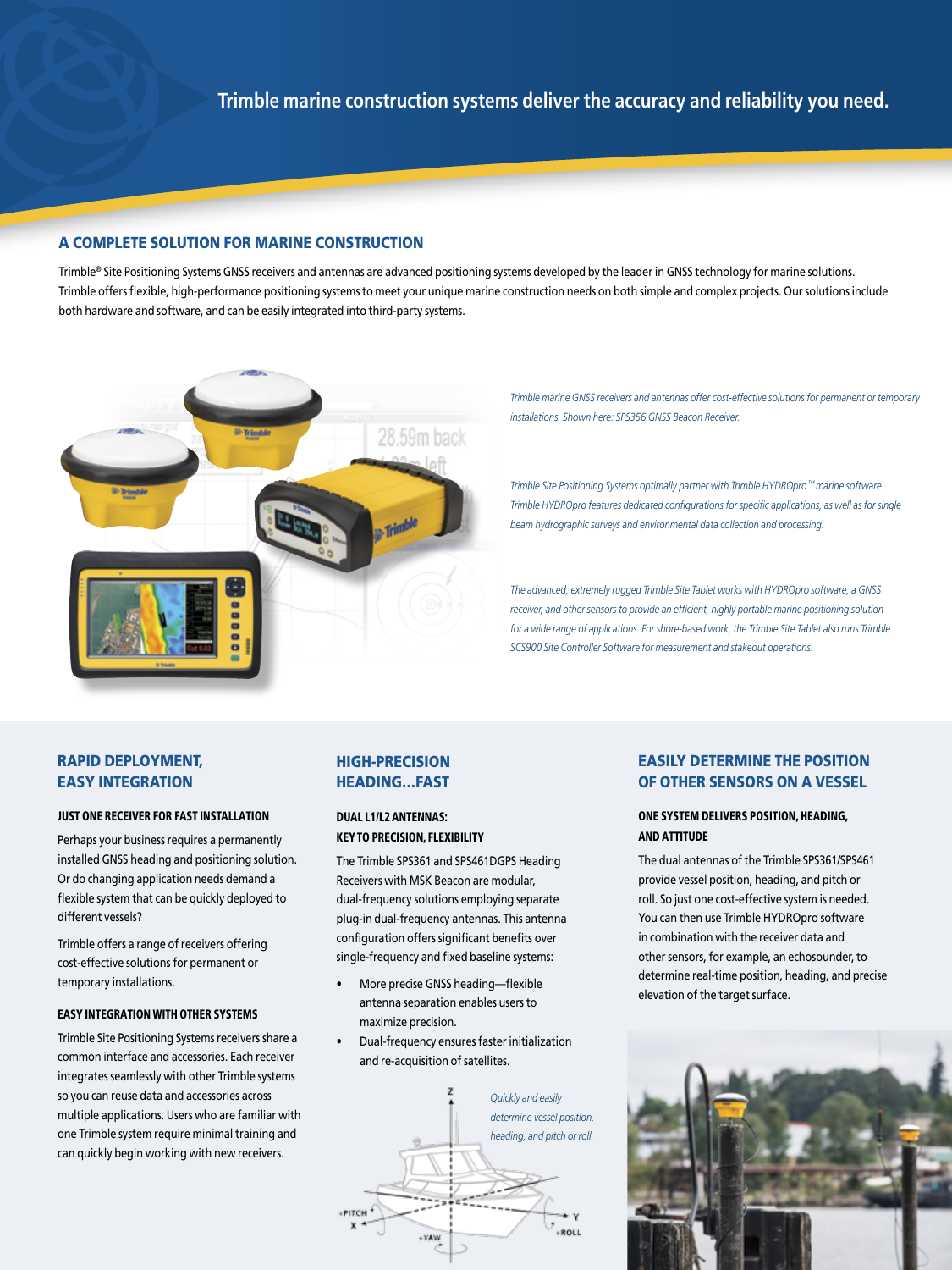# Trimble marine construction systems deliver the accuracy and reliability you need.

## A COMPLETE SOLUTION FOR MARINE CONSTRUCTION

Trimble® Site Positioning Systems GNSS receivers and antennas are advanced positioning systems developed by the leader in GNSS technology for marine solutions. Trimble offers flexible, high-performance positioning systems to meet your unique marine construction needs on both simple and complex projects. Our solutions include both hardware and software, and can be easily integrated into third-party systems.

*Trimble marine GNSS receivers and antennas offer cost-effective solutions for permanent or temporary installations. Shown here: SPS356 GNSS Beacon Receiver.*

*Trimble Site Positioning Systems optimally partner with Trimble HYDROpro™ marine software. Trimble HYDROpro features dedicated configurations for specific applications, as well as for single beam hydrographic surveys and environmental data collection and processing.*

*The advanced, extremely rugged Trimble Site Tablet works with HYDROpro software, a GNSS receiver, and other sensors to provide an efficient, highly portable marine positioning solution for a wide range of applications. For shore-based work, the Trimble Site Tablet also runs Trimble SCS900 Site Controller Software for measurement and stakeout operations.*

## RAPID DEPLOYMENT, EASY INTEGRATION

### JUST ONE RECEIVER FOR FAST INSTALLATION

Perhaps your business requires a permanently installed GNSS heading and positioning solution. Or do changing application needs demand a flexible system that can be quickly deployed to different vessels?

Trimble offers a range of receivers offering cost-effective solutions for permanent or temporary installations.

### EASY INTEGRATION WITH OTHER SYSTEMS

Trimble Site Positioning Systems receivers share a common interface and accessories. Each receiver integrates seamlessly with other Trimble systems so you can reuse data and accessories across multiple applications. Users who are familiar with one Trimble system require minimal training and can quickly begin working with new receivers.

## HIGH-PRECISION HEADING...FAST

### DUAL L1/L2 ANTENNAS: KEY TO PRECISION, FLEXIBILITY

The Trimble SPS361 and SPS461DGPS Heading Receivers with MSK Beacon are modular, dual-frequency solutions employing separate plug-in dual-frequency antennas. This antenna configuration offers significant benefits over single-frequency and fixed baseline systems:

- More precise GNSS heading—flexible antenna separation enables users to maximize precision.
- Dual-frequency ensures faster initialization and re-acquisition of satellites.

*Quickly and easily determine vessel position, heading, and pitch or roll.*

## EASILY DETERMINE THE POSITION OF OTHER SENSORS ON A VESSEL

### ONE SYSTEM DELIVERS POSITION, HEADING, AND ATTITUDE

The dual antennas of the Trimble SPS361/SPS461 provide vessel position, heading, and pitch or roll. So just one cost-effective system is needed. You can then use Trimble HYDROpro software in combination with the receiver data and other sensors, for example, an echosounder, to determine real-time position, heading, and precise elevation of the target surface.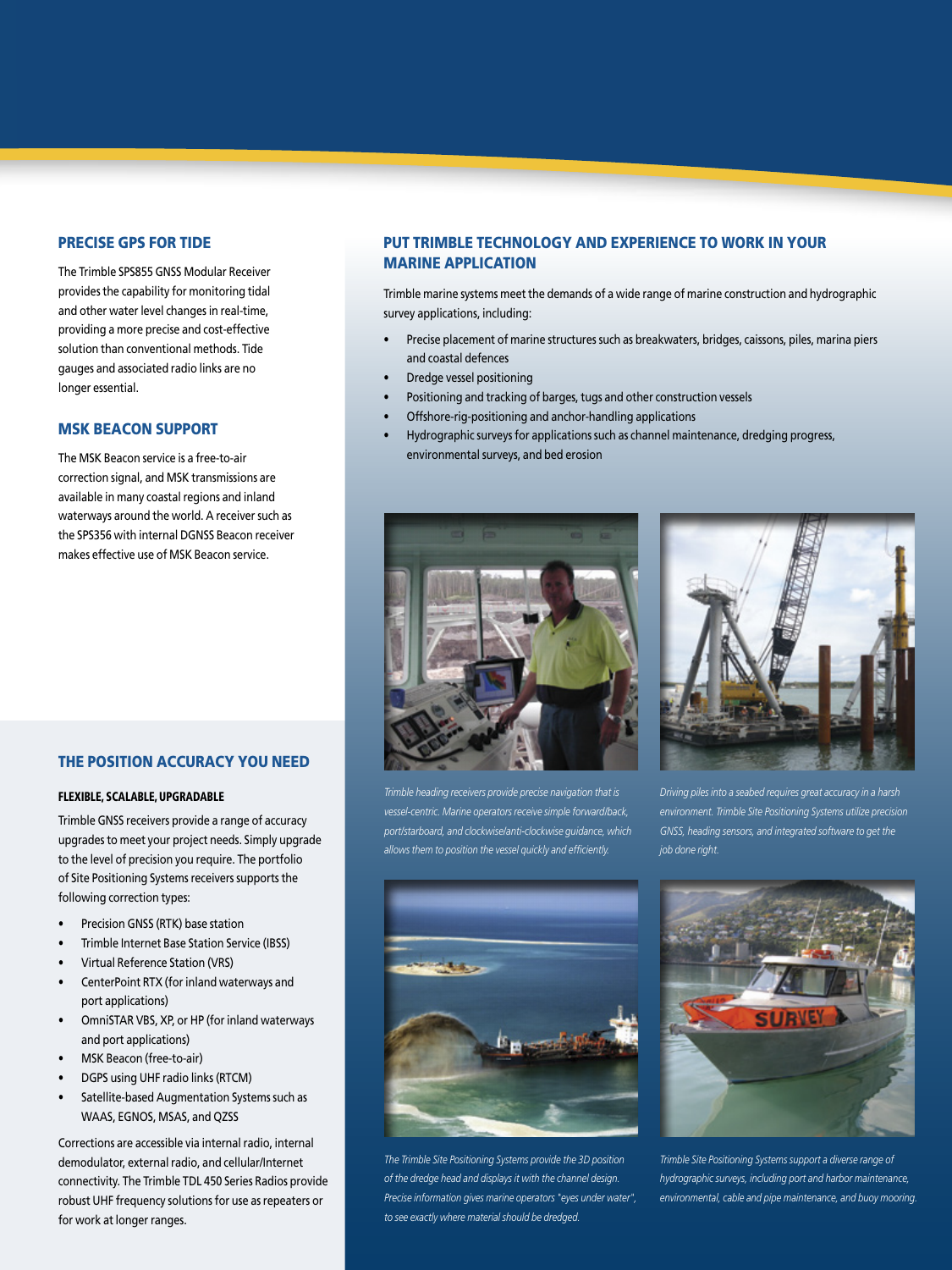## PRECISE GPS FOR TIDE

The Trimble SPS855 GNSS Modular Receiver provides the capability for monitoring tidal and other water level changes in real-time, providing a more precise and cost-effective solution than conventional methods. Tide gauges and associated radio links are no longer essential.

## MSK BEACON SUPPORT

The MSK Beacon service is a free-to-air correction signal, and MSK transmissions are available in many coastal regions and inland waterways around the world. A receiver such as the SPS356 with internal DGNSS Beacon receiver makes effective use of MSK Beacon service.

## THE POSITION ACCURACY YOU NEED

### FLEXIBLE, SCALABLE, UPGRADABLE

Trimble GNSS receivers provide a range of accuracy upgrades to meet your project needs. Simply upgrade to the level of precision you require. The portfolio of Site Positioning Systems receivers supports the following correction types:

- Precision GNSS (RTK) base station
- Trimble Internet Base Station Service (IBSS)
- Virtual Reference Station (VRS)
- CenterPoint RTX (for inland waterways and port applications)
- OmniSTAR VBS, XP, or HP (for inland waterways and port applications)
- MSK Beacon (free-to-air)
- DGPS using UHF radio links (RTCM)
- Satellite-based Augmentation Systems such as WAAS, EGNOS, MSAS, and QZSS

Corrections are accessible via internal radio, internal demodulator, external radio, and cellular/Internet connectivity. The Trimble TDL 450 Series Radios provide robust UHF frequency solutions for use as repeaters or for work at longer ranges.

## PUT TRIMBLE TECHNOLOGY AND EXPERIENCE TO WORK IN YOUR MARINE APPLICATION

Trimble marine systems meet the demands of a wide range of marine construction and hydrographic survey applications, including:

- Precise placement of marine structures such as breakwaters, bridges, caissons, piles, marina piers and coastal defences
- Dredge vessel positioning
- Positioning and tracking of barges, tugs and other construction vessels
- Offshore-rig-positioning and anchor-handling applications
- Hydrographic surveys for applications such as channel maintenance, dredging progress, environmental surveys, and bed erosion

*Trimble heading receivers provide precise navigation that is vessel-centric. Marine operators receive simple forward/back, port/starboard, and clockwise/anti-clockwise guidance, which allows them to position the vessel quickly and efficiently.*

*Driving piles into a seabed requires great accuracy in a harsh environment. Trimble Site Positioning Systems utilize precision GNSS, heading sensors, and integrated software to get the job done right.*

*The Trimble Site Positioning Systems provide the 3D position of the dredge head and displays it with the channel design. Precise information gives marine operators "eyes under water", to see exactly where material should be dredged.*

*Trimble Site Positioning Systems support a diverse range of hydrographic surveys, including port and harbor maintenance, environmental, cable and pipe maintenance, and buoy mooring.*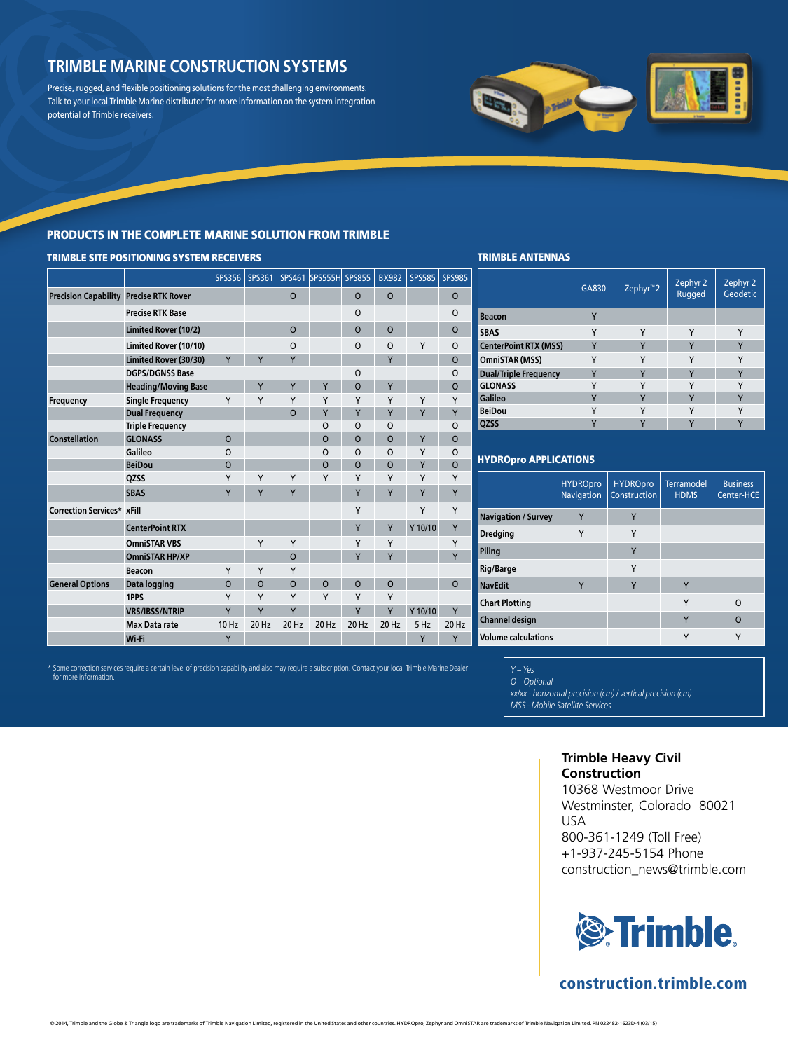# TRIMBLE MARINE CONSTRUCTION SYSTEMS

Precise, rugged, and flexible positioning solutions for the most challenging environments. Talk to your local Trimble Marine distributor for more information on the system integration potential of Trimble receivers.

## PRODUCTS IN THE COMPLETE MARINE SOLUTION FROM TRIMBLE

### TRIMBLE SITE POSITIONING SYSTEM RECEIVERS

| | | SPS356 | SPS361 | SPS461 | SPS555H | SPS855 | BX982 | SPS585 | SPS985 |
|---|---|---|---|---|---|---|---|---|---|
| **Precision Capability** | **Precise RTK Rover** | | | O | | O | O | | O |
| | **Precise RTK Base** | | | | | O | | | O |
| | **Limited Rover (10/2)** | | | O | | O | O | | O |
| | **Limited Rover (10/10)** | | | O | | O | O | Y | O |
| | **Limited Rover (30/30)** | Y | Y | Y | | | Y | | O |
| | **DGPS/DGNSS Base** | | | | | O | | | O |
| | **Heading/Moving Base** | | Y | Y | Y | O | Y | | O |
| **Frequency** | **Single Frequency** | Y | Y | Y | Y | Y | Y | Y | Y |
| | **Dual Frequency** | | | O | Y | Y | Y | Y | Y |
| | **Triple Frequency** | | | | O | O | O | | O |
| **Constellation** | **GLONASS** | O | | | O | O | O | Y | O |
| | **Galileo** | O | | | O | O | O | Y | O |
| | **BeiDou** | O | | | O | O | O | Y | O |
| | **QZSS** | Y | Y | Y | Y | Y | Y | Y | Y |
| | **SBAS** | Y | Y | Y | | Y | Y | Y | Y |
| **Correction Services*** | **xFill** | | | | | Y | | Y | Y |
| | **CenterPoint RTX** | | | | | Y | Y | Y 10/10 | Y |
| | **OmniSTAR VBS** | | Y | Y | | Y | Y | | Y |
| | **OmniSTAR HP/XP** | | | O | | Y | Y | | Y |
| | **Beacon** | Y | Y | Y | | | | | |
| **General Options** | **Data logging** | O | O | O | O | O | O | | O |
| | **1PPS** | Y | Y | Y | Y | Y | Y | | |
| | **VRS/IBSS/NTRIP** | Y | Y | Y | | Y | Y | Y 10/10 | Y |
| | **Max Data rate** | 10 Hz | 20 Hz | 20 Hz | 20 Hz | 20 Hz | 20 Hz | 5 Hz | 20 Hz |
| | **Wi-Fi** | Y | | | | | | Y | Y |

\* Some correction services require a certain level of precision capability and also may require a subscription. Contact your local Trimble Marine Dealer for more information.

### TRIMBLE ANTENNAS

| | GA830 | Zephyr™ 2 | Zephyr 2 Rugged | Zephyr 2 Geodetic |
|---|---|---|---|---|
| **Beacon** | Y | | | |
| **SBAS** | Y | Y | Y | Y |
| **CenterPoint RTX (MSS)** | Y | Y | Y | Y |
| **OmniSTAR (MSS)** | Y | Y | Y | Y |
| **Dual/Triple Frequency** | Y | Y | Y | Y |
| **GLONASS** | Y | Y | Y | Y |
| **Galileo** | Y | Y | Y | Y |
| **BeiDou** | Y | Y | Y | Y |
| **QZSS** | Y | Y | Y | Y |

### HYDROpro APPLICATIONS

| | HYDROpro Navigation | HYDROpro Construction | Terramodel HDMS | Business Center-HCE |
|---|---|---|---|---|
| **Navigation / Survey** | Y | Y | | |
| **Dredging** | Y | Y | | |
| **Piling** | | Y | | |
| **Rig/Barge** | | Y | | |
| **NavEdit** | Y | Y | Y | |
| **Chart Plotting** | | | Y | O |
| **Channel design** | | | Y | O |
| **Volume calculations** | | | Y | Y |

*Y – Yes*
*O – Optional*
*xx/xx - horizontal precision (cm) / vertical precision (cm)*
*MSS - Mobile Satellite Services*

**Trimble Heavy Civil Construction**
10368 Westmoor Drive
Westminster, Colorado 80021
USA
800-361-1249 (Toll Free)
+1-937-245-5154 Phone
construction_news@trimble.com

**construction.trimble.com**

© 2014, Trimble and the Globe & Triangle logo are trademarks of Trimble Navigation Limited, registered in the United States and other countries. HYDROpro, Zephyr and OmniSTAR are trademarks of Trimble Navigation Limited. PN 022482-1623D-4 (03/15)